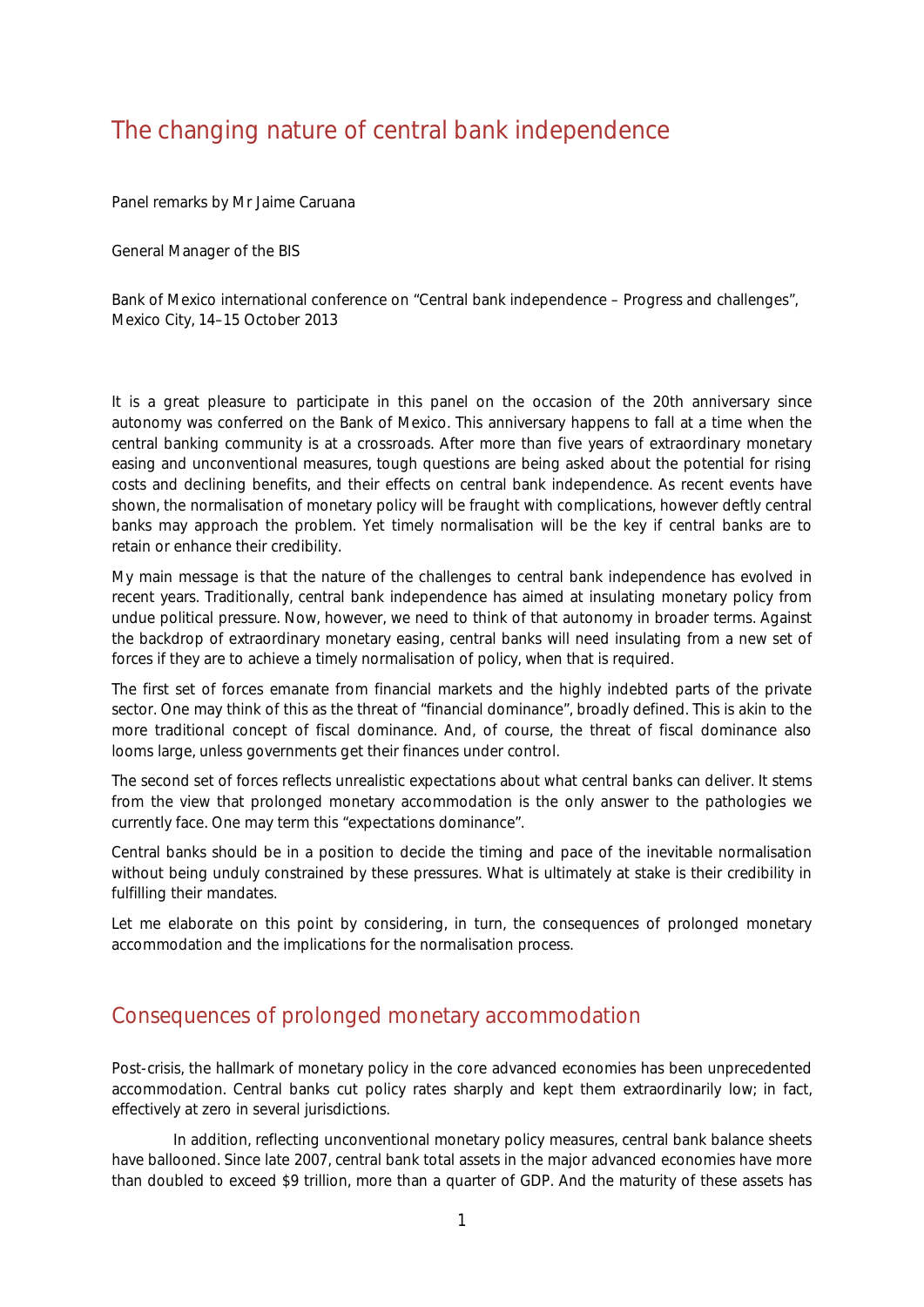# The changing nature of central bank independence

Panel remarks by Mr Jaime Caruana

General Manager of the BIS

Bank of Mexico international conference on "Central bank independence – Progress and challenges", Mexico City, 14–15 October 2013

It is a great pleasure to participate in this panel on the occasion of the 20th anniversary since autonomy was conferred on the Bank of Mexico. This anniversary happens to fall at a time when the central banking community is at a crossroads. After more than five years of extraordinary monetary easing and unconventional measures, tough questions are being asked about the potential for rising costs and declining benefits, and their effects on central bank independence. As recent events have shown, the normalisation of monetary policy will be fraught with complications, however deftly central banks may approach the problem. Yet timely normalisation will be the key if central banks are to retain or enhance their credibility.

My main message is that the nature of the challenges to central bank independence has evolved in recent years. Traditionally, central bank independence has aimed at insulating monetary policy from undue political pressure. Now, however, we need to think of that autonomy in broader terms. Against the backdrop of extraordinary monetary easing, central banks will need insulating from a new set of forces if they are to achieve a timely normalisation of policy, when that is required.

The first set of forces emanate from financial markets and the highly indebted parts of the private sector. One may think of this as the threat of "financial dominance", broadly defined. This is akin to the more traditional concept of fiscal dominance. And, of course, the threat of fiscal dominance also looms large, unless governments get their finances under control.

The second set of forces reflects unrealistic expectations about what central banks can deliver. It stems from the view that prolonged monetary accommodation is the only answer to the pathologies we currently face. One may term this "expectations dominance".

Central banks should be in a position to decide the timing and pace of the inevitable normalisation without being unduly constrained by these pressures. What is ultimately at stake is their credibility in fulfilling their mandates.

Let me elaborate on this point by considering, in turn, the consequences of prolonged monetary accommodation and the implications for the normalisation process.

## Consequences of prolonged monetary accommodation

Post-crisis, the hallmark of monetary policy in the core advanced economies has been unprecedented accommodation. Central banks cut policy rates sharply and kept them extraordinarily low; in fact, effectively at zero in several jurisdictions.

In addition, reflecting unconventional monetary policy measures, central bank balance sheets have ballooned. Since late 2007, central bank total assets in the major advanced economies have more than doubled to exceed \$9 trillion, more than a quarter of GDP. And the maturity of these assets has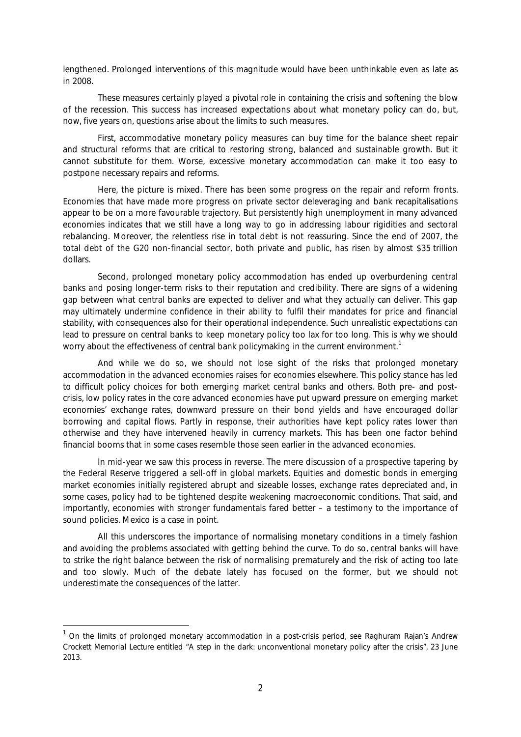lengthened. Prolonged interventions of this magnitude would have been unthinkable even as late as in 2008.

These measures certainly played a pivotal role in containing the crisis and softening the blow of the recession. This success has increased expectations about what monetary policy can do, but, now, five years on, questions arise about the limits to such measures.

First, accommodative monetary policy measures can buy time for the balance sheet repair and structural reforms that are critical to restoring strong, balanced and sustainable growth. But it cannot substitute for them. Worse, excessive monetary accommodation can make it too easy to postpone necessary repairs and reforms.

Here, the picture is mixed. There has been some progress on the repair and reform fronts. Economies that have made more progress on private sector deleveraging and bank recapitalisations appear to be on a more favourable trajectory. But persistently high unemployment in many advanced economies indicates that we still have a long way to go in addressing labour rigidities and sectoral rebalancing. Moreover, the relentless rise in total debt is not reassuring. Since the end of 2007, the total debt of the G20 non-financial sector, both private and public, has risen by almost $35 trillion dollars.

Second, prolonged monetary policy accommodation has ended up overburdening central banks and posing longer-term risks to their reputation and credibility. There are signs of a widening gap between what central banks are expected to deliver and what they actually can deliver. This gap may ultimately undermine confidence in their ability to fulfil their mandates for price and financial stability, with consequences also for their operational independence. Such unrealistic expectations can lead to pressure on central banks to keep monetary policy too lax for too long. This is why we should worry about the effectiveness of central bank policymaking in the current environment.[1]

And while we do so, we should not lose sight of the risks that prolonged monetary accommodation in the advanced economies raises for economies elsewhere. This policy stance has led to difficult policy choices for both emerging market central banks and others. Both pre- and post-crisis, low policy rates in the core advanced economies have put upward pressure on emerging market economies' exchange rates, downward pressure on their bond yields and have encouraged dollar borrowing and capital flows. Partly in response, their authorities have kept policy rates lower than otherwise and they have intervened heavily in currency markets. This has been one factor behind financial booms that in some cases resemble those seen earlier in the advanced economies.

In mid-year we saw this process in reverse. The mere discussion of a prospective tapering by the Federal Reserve triggered a sell-off in global markets. Equities and domestic bonds in emerging market economies initially registered abrupt and sizeable losses, exchange rates depreciated and, in some cases, policy had to be tightened despite weakening macroeconomic conditions. That said, and importantly, economies with stronger fundamentals fared better – a testimony to the importance of sound policies. Mexico is a case in point.

All this underscores the importance of normalising monetary conditions in a timely fashion and avoiding the problems associated with getting behind the curve. To do so, central banks will have to strike the right balance between the risk of normalising prematurely and the risk of acting too late and too slowly. Much of the debate lately has focused on the former, but we should not underestimate the consequences of the latter.

---

[1] On the limits of prolonged monetary accommodation in a post-crisis period, see Raghuram Rajan's Andrew Crockett Memorial Lecture entitled "A step in the dark: unconventional monetary policy after the crisis", 23 June 2013.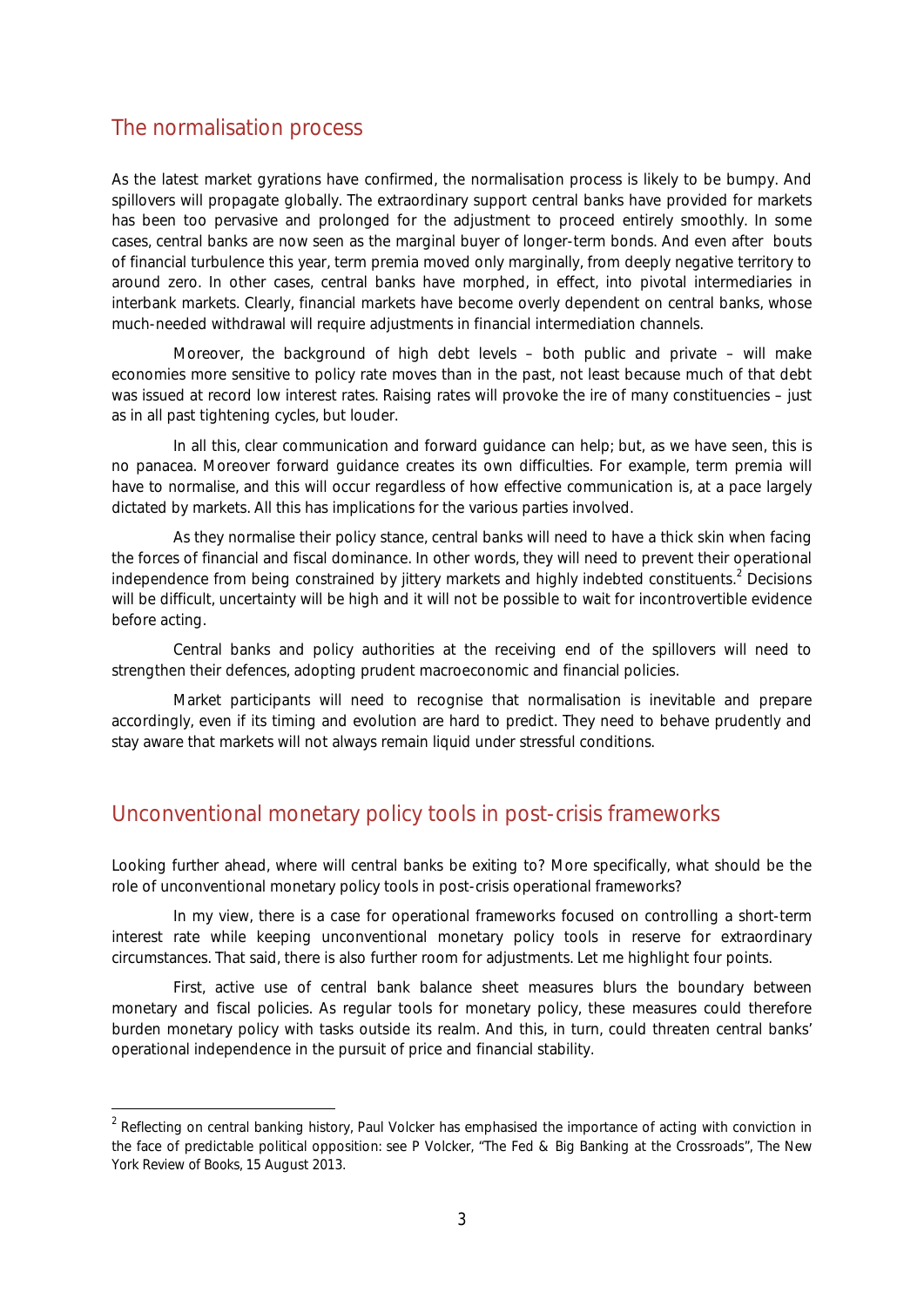## The normalisation process

As the latest market gyrations have confirmed, the normalisation process is likely to be bumpy. And spillovers will propagate globally. The extraordinary support central banks have provided for markets has been too pervasive and prolonged for the adjustment to proceed entirely smoothly. In some cases, central banks are now seen as the marginal buyer of longer-term bonds. And even after bouts of financial turbulence this year, term premia moved only marginally, from deeply negative territory to around zero. In other cases, central banks have morphed, in effect, into pivotal intermediaries in interbank markets. Clearly, financial markets have become overly dependent on central banks, whose much-needed withdrawal will require adjustments in financial intermediation channels.

Moreover, the background of high debt levels – both public and private – will make economies more sensitive to policy rate moves than in the past, not least because much of that debt was issued at record low interest rates. Raising rates will provoke the ire of many constituencies – just as in all past tightening cycles, but louder.

In all this, clear communication and forward guidance can help; but, as we have seen, this is no panacea. Moreover forward guidance creates its own difficulties. For example, term premia will have to normalise, and this will occur regardless of how effective communication is, at a pace largely dictated by markets. All this has implications for the various parties involved.

As they normalise their policy stance, central banks will need to have a thick skin when facing the forces of financial and fiscal dominance. In other words, they will need to prevent their operational independence from being constrained by jittery markets and highly indebted constituents.[2] Decisions will be difficult, uncertainty will be high and it will not be possible to wait for incontrovertible evidence before acting.

Central banks and policy authorities at the receiving end of the spillovers will need to strengthen their defences, adopting prudent macroeconomic and financial policies.

Market participants will need to recognise that normalisation is inevitable and prepare accordingly, even if its timing and evolution are hard to predict. They need to behave prudently and stay aware that markets will not always remain liquid under stressful conditions.

## Unconventional monetary policy tools in post-crisis frameworks

Looking further ahead, where will central banks be exiting to? More specifically, what should be the role of unconventional monetary policy tools in post-crisis operational frameworks?

In my view, there is a case for operational frameworks focused on controlling a short-term interest rate while keeping unconventional monetary policy tools in reserve for extraordinary circumstances. That said, there is also further room for adjustments. Let me highlight four points.

First, active use of central bank balance sheet measures blurs the boundary between monetary and fiscal policies. As regular tools for monetary policy, these measures could therefore burden monetary policy with tasks outside its realm. And this, in turn, could threaten central banks' operational independence in the pursuit of price and financial stability.

---

[2] Reflecting on central banking history, Paul Volcker has emphasised the importance of acting with conviction in the face of predictable political opposition: see P Volcker, "The Fed & Big Banking at the Crossroads", *The New York Review of Books*, 15 August 2013.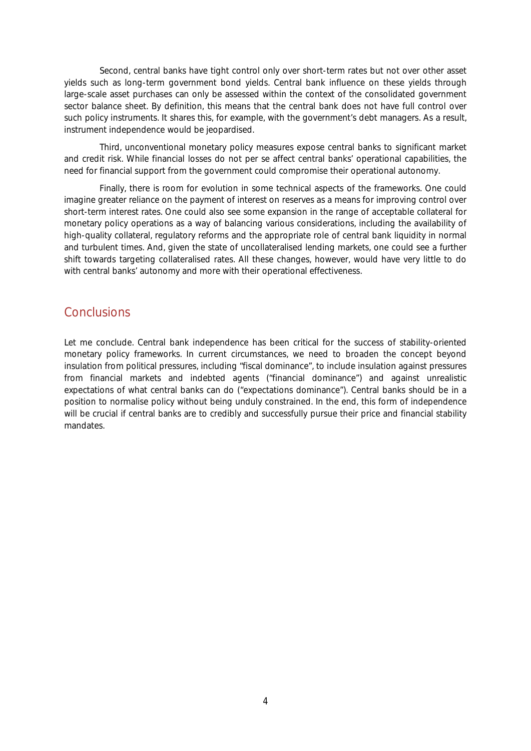Second, central banks have tight control only over short-term rates but not over other asset yields such as long-term government bond yields. Central bank influence on these yields through large-scale asset purchases can only be assessed within the context of the consolidated government sector balance sheet. By definition, this means that the central bank does not have full control over such policy instruments. It shares this, for example, with the government's debt managers. As a result, instrument independence would be jeopardised.

Third, unconventional monetary policy measures expose central banks to significant market and credit risk. While financial losses do not per se affect central banks' operational capabilities, the need for financial support from the government could compromise their operational autonomy.

Finally, there is room for evolution in some technical aspects of the frameworks. One could imagine greater reliance on the payment of interest on reserves as a means for improving control over short-term interest rates. One could also see some expansion in the range of acceptable collateral for monetary policy operations as a way of balancing various considerations, including the availability of high-quality collateral, regulatory reforms and the appropriate role of central bank liquidity in normal and turbulent times. And, given the state of uncollateralised lending markets, one could see a further shift towards targeting collateralised rates. All these changes, however, would have very little to do with central banks' autonomy and more with their operational effectiveness.

## Conclusions

Let me conclude. Central bank independence has been critical for the success of stability-oriented monetary policy frameworks. In current circumstances, we need to broaden the concept beyond insulation from political pressures, including "fiscal dominance", to include insulation against pressures from financial markets and indebted agents ("financial dominance") and against unrealistic expectations of what central banks can do ("expectations dominance"). Central banks should be in a position to normalise policy without being unduly constrained. In the end, this form of independence will be crucial if central banks are to credibly and successfully pursue their price and financial stability mandates.